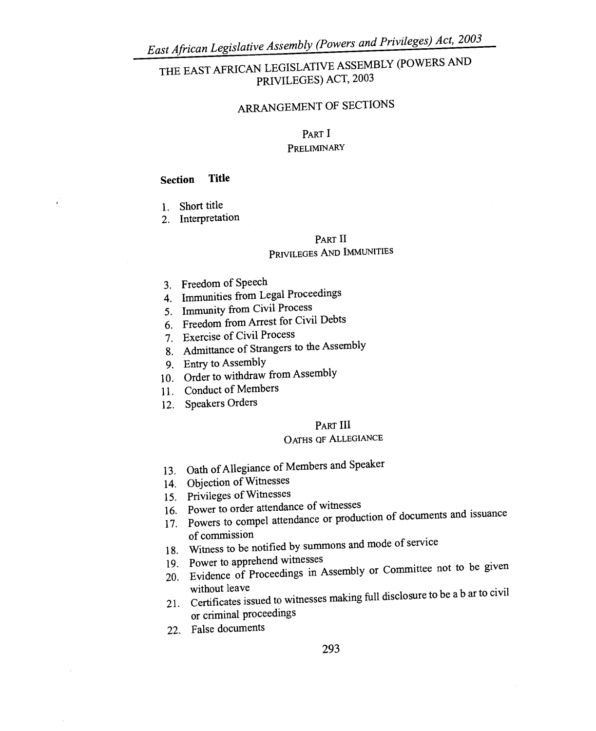# THE EAST AFRICAN LEGISLATIVE ASSEMBLY (POWERS AND PRIVILEGES) ACT, 2003

## ARRANGEMENT OF SECTIONS

### PART I
### PRELIMINARY

**Section Title**

1. Short title
2. Interpretation

### PART II
### PRIVILEGES AND IMMUNITIES

3. Freedom of Speech
4. Immunities from Legal Proceedings
5. Immunity from Civil Process
6. Freedom from Arrest for Civil Debts
7. Exercise of Civil Process
8. Admittance of Strangers to the Assembly
9. Entry to Assembly
10. Order to withdraw from Assembly
11. Conduct of Members
12. Speakers Orders

### PART III
### OATHS OF ALLEGIANCE

13. Oath of Allegiance of Members and Speaker
14. Objection of Witnesses
15. Privileges of Witnesses
16. Power to order attendance of witnesses
17. Powers to compel attendance or production of documents and issuance of commission
18. Witness to be notified by summons and mode of service
19. Power to apprehend witnesses
20. Evidence of Proceedings in Assembly or Committee not to be given without leave
21. Certificates issued to witnesses making full disclosure to be a b ar to civil or criminal proceedings
22. False documents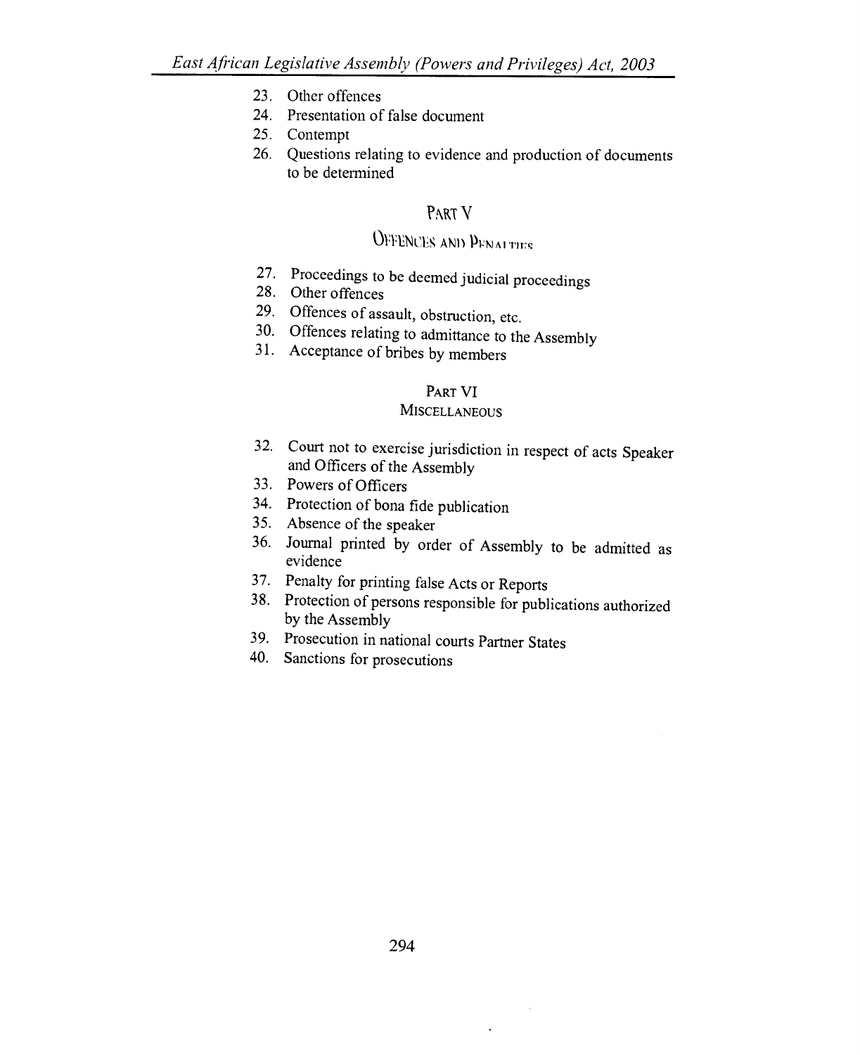23. Other offences
24. Presentation of false document
25. Contempt
26. Questions relating to evidence and production of documents to be determined

## PART V

## OFFENCES AND PENALTIES

27. Proceedings to be deemed judicial proceedings
28. Other offences
29. Offences of assault, obstruction, etc.
30. Offences relating to admittance to the Assembly
31. Acceptance of bribes by members

## PART VI

## MISCELLANEOUS

32. Court not to exercise jurisdiction in respect of acts Speaker and Officers of the Assembly
33. Powers of Officers
34. Protection of bona fide publication
35. Absence of the speaker
36. Journal printed by order of Assembly to be admitted as evidence
37. Penalty for printing false Acts or Reports
38. Protection of persons responsible for publications authorized by the Assembly
39. Prosecution in national courts Partner States
40. Sanctions for prosecutions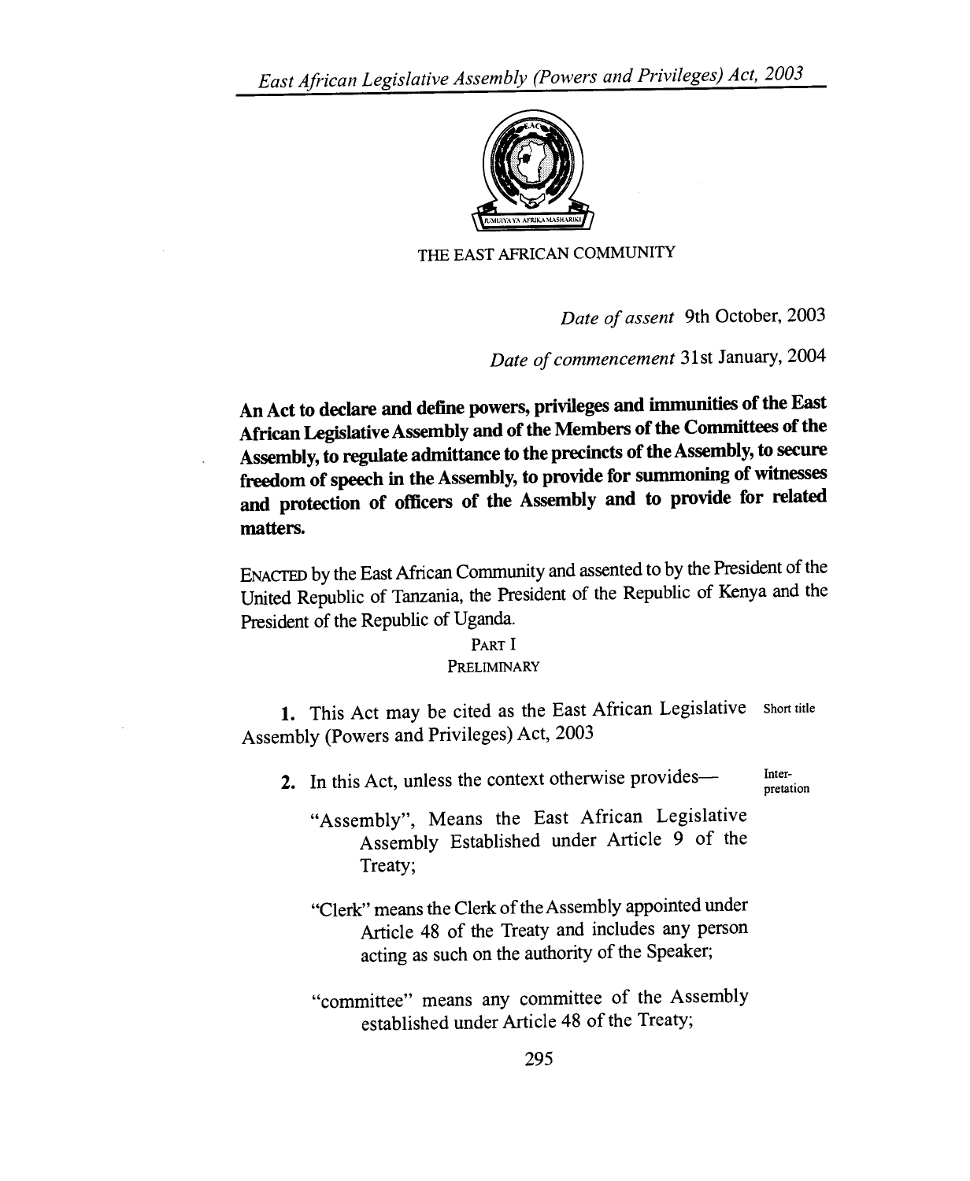THE EAST AFRICAN COMMUNITY

*Date of assent* 9th October, 2003

*Date of commencement* 31st January, 2004

**An Act to declare and define powers, privileges and immunities of the East African Legislative Assembly and of the Members of the Committees of the Assembly, to regulate admittance to the precincts of the Assembly, to secure freedom of speech in the Assembly, to provide for summoning of witnesses and protection of officers of the Assembly and to provide for related matters.**

ENACTED by the East African Community and assented to by the President of the United Republic of Tanzania, the President of the Republic of Kenya and the President of the Republic of Uganda.

## PART I
## PRELIMINARY

**1.** This Act may be cited as the East African Legislative Assembly (Powers and Privileges) Act, 2003 — *Short title*

**2.** In this Act, unless the context otherwise provides— — *Interpretation*

"Assembly", Means the East African Legislative Assembly Established under Article 9 of the Treaty;

"Clerk" means the Clerk of the Assembly appointed under Article 48 of the Treaty and includes any person acting as such on the authority of the Speaker;

"committee" means any committee of the Assembly established under Article 48 of the Treaty;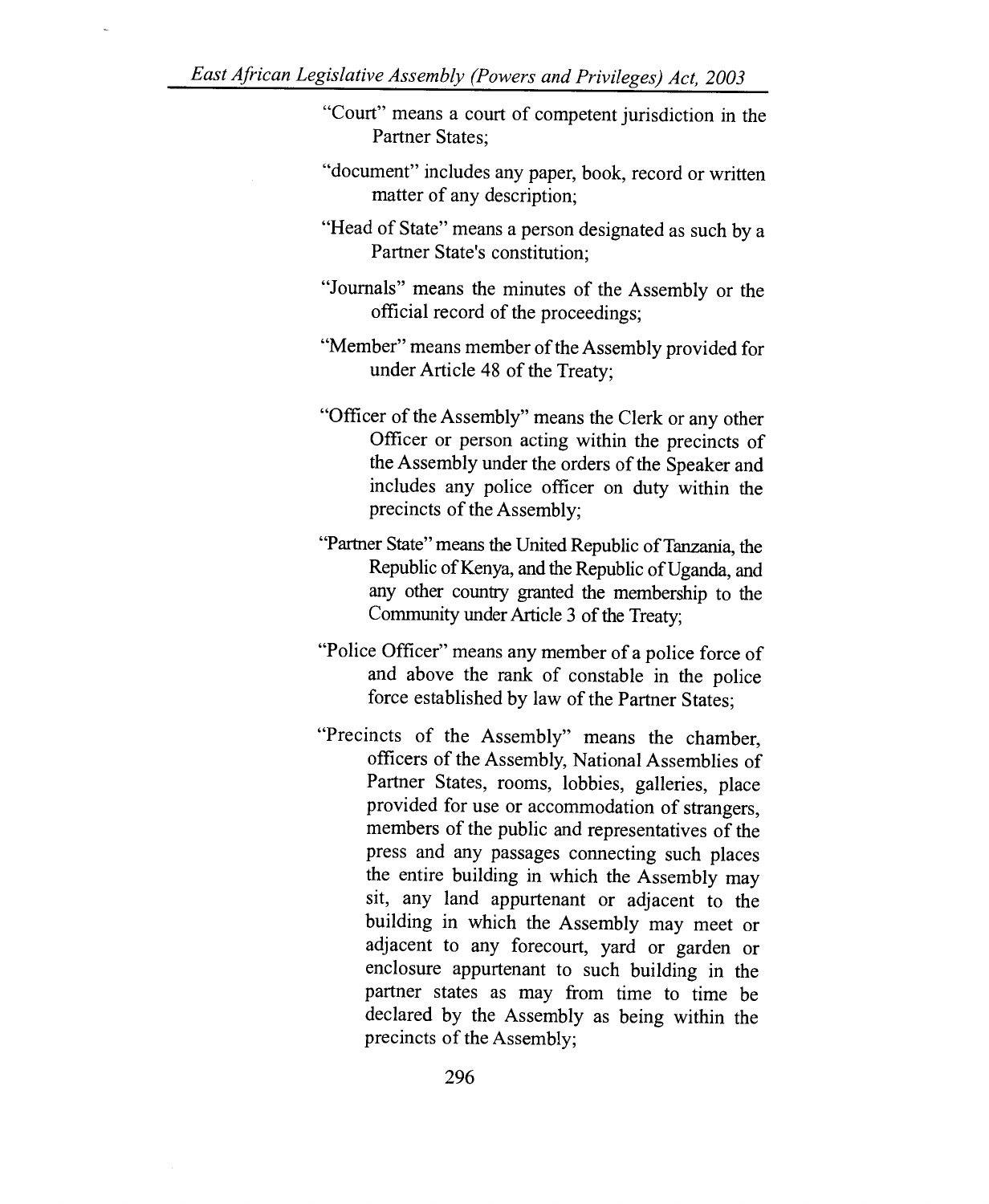"Court" means a court of competent jurisdiction in the Partner States;

"document" includes any paper, book, record or written matter of any description;

"Head of State" means a person designated as such by a Partner State's constitution;

"Journals" means the minutes of the Assembly or the official record of the proceedings;

"Member" means member of the Assembly provided for under Article 48 of the Treaty;

"Officer of the Assembly" means the Clerk or any other Officer or person acting within the precincts of the Assembly under the orders of the Speaker and includes any police officer on duty within the precincts of the Assembly;

"Partner State" means the United Republic of Tanzania, the Republic of Kenya, and the Republic of Uganda, and any other country granted the membership to the Community under Article 3 of the Treaty;

"Police Officer" means any member of a police force of and above the rank of constable in the police force established by law of the Partner States;

"Precincts of the Assembly" means the chamber, officers of the Assembly, National Assemblies of Partner States, rooms, lobbies, galleries, place provided for use or accommodation of strangers, members of the public and representatives of the press and any passages connecting such places the entire building in which the Assembly may sit, any land appurtenant or adjacent to the building in which the Assembly may meet or adjacent to any forecourt, yard or garden or enclosure appurtenant to such building in the partner states as may from time to time be declared by the Assembly as being within the precincts of the Assembly;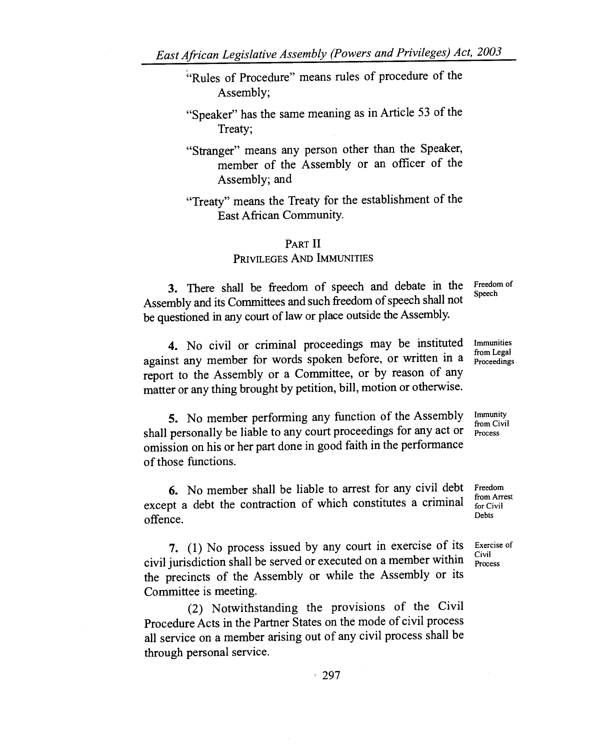"Rules of Procedure" means rules of procedure of the Assembly;

"Speaker" has the same meaning as in Article 53 of the Treaty;

"Stranger" means any person other than the Speaker, member of the Assembly or an officer of the Assembly; and

"Treaty" means the Treaty for the establishment of the East African Community.

## PART II
## PRIVILEGES AND IMMUNITIES

**Freedom of Speech**

**3.** There shall be freedom of speech and debate in the Assembly and its Committees and such freedom of speech shall not be questioned in any court of law or place outside the Assembly.

**Immunities from Legal Proceedings**

**4.** No civil or criminal proceedings may be instituted against any member for words spoken before, or written in a report to the Assembly or a Committee, or by reason of any matter or any thing brought by petition, bill, motion or otherwise.

**Immunity from Civil Process**

**5.** No member performing any function of the Assembly shall personally be liable to any court proceedings for any act or omission on his or her part done in good faith in the performance of those functions.

**Freedom from Arrest for Civil Debts**

**6.** No member shall be liable to arrest for any civil debt except a debt the contraction of which constitutes a criminal offence.

**Exercise of Civil Process**

**7.** (1) No process issued by any court in exercise of its civil jurisdiction shall be served or executed on a member within the precincts of the Assembly or while the Assembly or its Committee is meeting.

(2) Notwithstanding the provisions of the Civil Procedure Acts in the Partner States on the mode of civil process all service on a member arising out of any civil process shall be through personal service.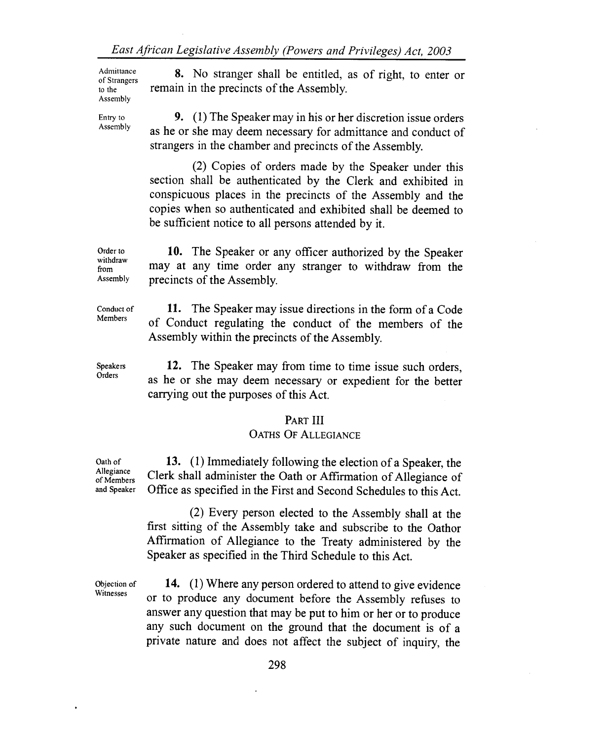*Admittance of Strangers to the Assembly*

**8.** No stranger shall be entitled, as of right, to enter or remain in the precincts of the Assembly.

*Entry to Assembly*

**9.** (1) The Speaker may in his or her discretion issue orders as he or she may deem necessary for admittance and conduct of strangers in the chamber and precincts of the Assembly.

(2) Copies of orders made by the Speaker under this section shall be authenticated by the Clerk and exhibited in conspicuous places in the precincts of the Assembly and the copies when so authenticated and exhibited shall be deemed to be sufficient notice to all persons attended by it.

*Order to withdraw from Assembly*

**10.** The Speaker or any officer authorized by the Speaker may at any time order any stranger to withdraw from the precincts of the Assembly.

*Conduct of Members*

**11.** The Speaker may issue directions in the form of a Code of Conduct regulating the conduct of the members of the Assembly within the precincts of the Assembly.

*Speakers Orders*

**12.** The Speaker may from time to time issue such orders, as he or she may deem necessary or expedient for the better carrying out the purposes of this Act.

## PART III
## OATHS OF ALLEGIANCE

*Oath of Allegiance of Members and Speaker*

**13.** (1) Immediately following the election of a Speaker, the Clerk shall administer the Oath or Affirmation of Allegiance of Office as specified in the First and Second Schedules to this Act.

(2) Every person elected to the Assembly shall at the first sitting of the Assembly take and subscribe to the Oathor Affirmation of Allegiance to the Treaty administered by the Speaker as specified in the Third Schedule to this Act.

*Objection of Witnesses*

**14.** (1) Where any person ordered to attend to give evidence or to produce any document before the Assembly refuses to answer any question that may be put to him or her or to produce any such document on the ground that the document is of a private nature and does not affect the subject of inquiry, the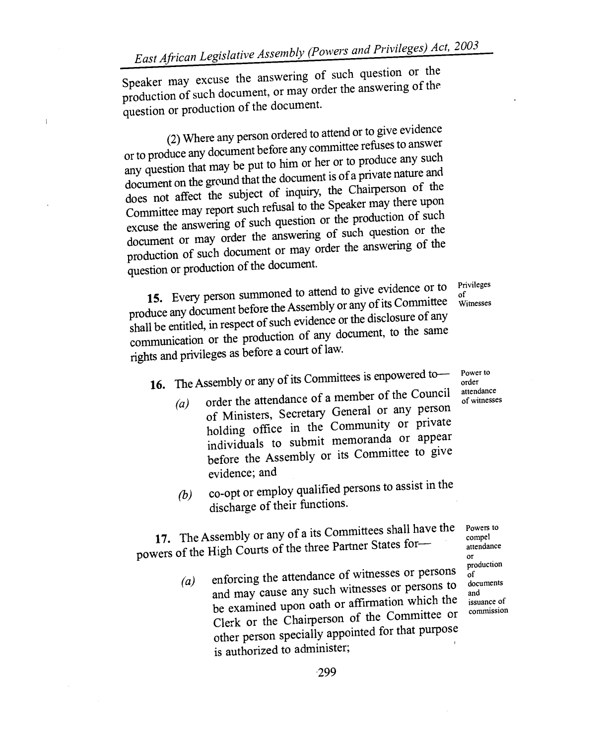Speaker may excuse the answering of such question or the production of such document, or may order the answering of the question or production of the document.

(2) Where any person ordered to attend or to give evidence or to produce any document before any committee refuses to answer any question that may be put to him or her or to produce any such document on the ground that the document is of a private nature and does not affect the subject of inquiry, the Chairperson of the Committee may report such refusal to the Speaker may there upon excuse the answering of such question or the production of such document or may order the answering of such question or the production of such document or may order the answering of the question or production of the document.

Privileges of Witnesses

**15.** Every person summoned to attend to give evidence or to produce any document before the Assembly or any of its Committee shall be entitled, in respect of such evidence or the disclosure of any communication or the production of any document, to the same rights and privileges as before a court of law.

Power to order attendance of witnesses

**16.** The Assembly or any of its Committees is enpowered to—

*(a)* order the attendance of a member of the Council of Ministers, Secretary General or any person holding office in the Community or private individuals to submit memoranda or appear before the Assembly or its Committee to give evidence; and

*(b)* co-opt or employ qualified persons to assist in the discharge of their functions.

Powers to compel attendance or production of documents and issuance of commission

**17.** The Assembly or any of a its Committees shall have the powers of the High Courts of the three Partner States for—

*(a)* enforcing the attendance of witnesses or persons and may cause any such witnesses or persons to be examined upon oath or affirmation which the Clerk or the Chairperson of the Committee or other person specially appointed for that purpose is authorized to administer;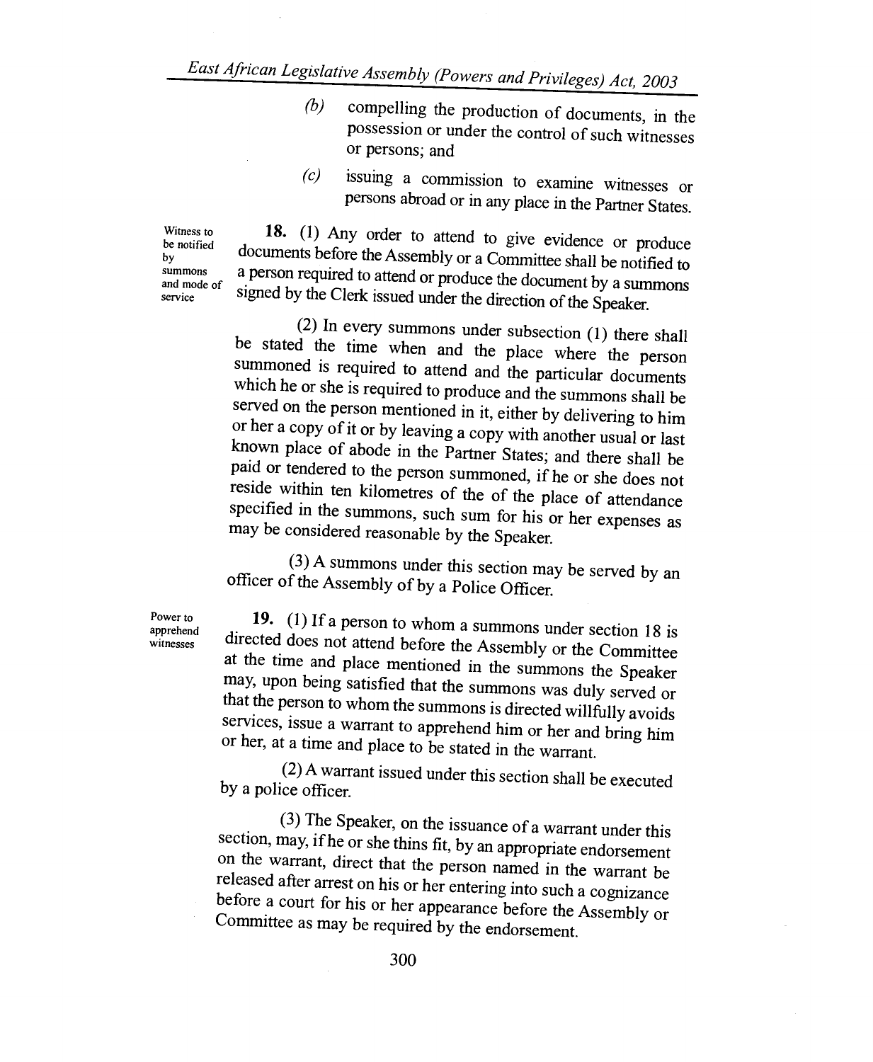(b) compelling the production of documents, in the possession or under the control of such witnesses or persons; and

(c) issuing a commission to examine witnesses or persons abroad or in any place in the Partner States.

Witness to be notified by summons and mode of service

**18.** (1) Any order to attend to give evidence or produce documents before the Assembly or a Committee shall be notified to a person required to attend or produce the document by a summons signed by the Clerk issued under the direction of the Speaker.

(2) In every summons under subsection (1) there shall be stated the time when and the place where the person summoned is required to attend and the particular documents which he or she is required to produce and the summons shall be served on the person mentioned in it, either by delivering to him or her a copy of it or by leaving a copy with another usual or last known place of abode in the Partner States; and there shall be paid or tendered to the person summoned, if he or she does not reside within ten kilometres of the of the place of attendance specified in the summons, such sum for his or her expenses as may be considered reasonable by the Speaker.

(3) A summons under this section may be served by an officer of the Assembly of by a Police Officer.

Power to apprehend witnesses

**19.** (1) If a person to whom a summons under section 18 is directed does not attend before the Assembly or the Committee at the time and place mentioned in the summons the Speaker may, upon being satisfied that the summons was duly served or that the person to whom the summons is directed willfully avoids services, issue a warrant to apprehend him or her and bring him or her, at a time and place to be stated in the warrant.

(2) A warrant issued under this section shall be executed by a police officer.

(3) The Speaker, on the issuance of a warrant under this section, may, if he or she thins fit, by an appropriate endorsement on the warrant, direct that the person named in the warrant be released after arrest on his or her entering into such a cognizance before a court for his or her appearance before the Assembly or Committee as may be required by the endorsement.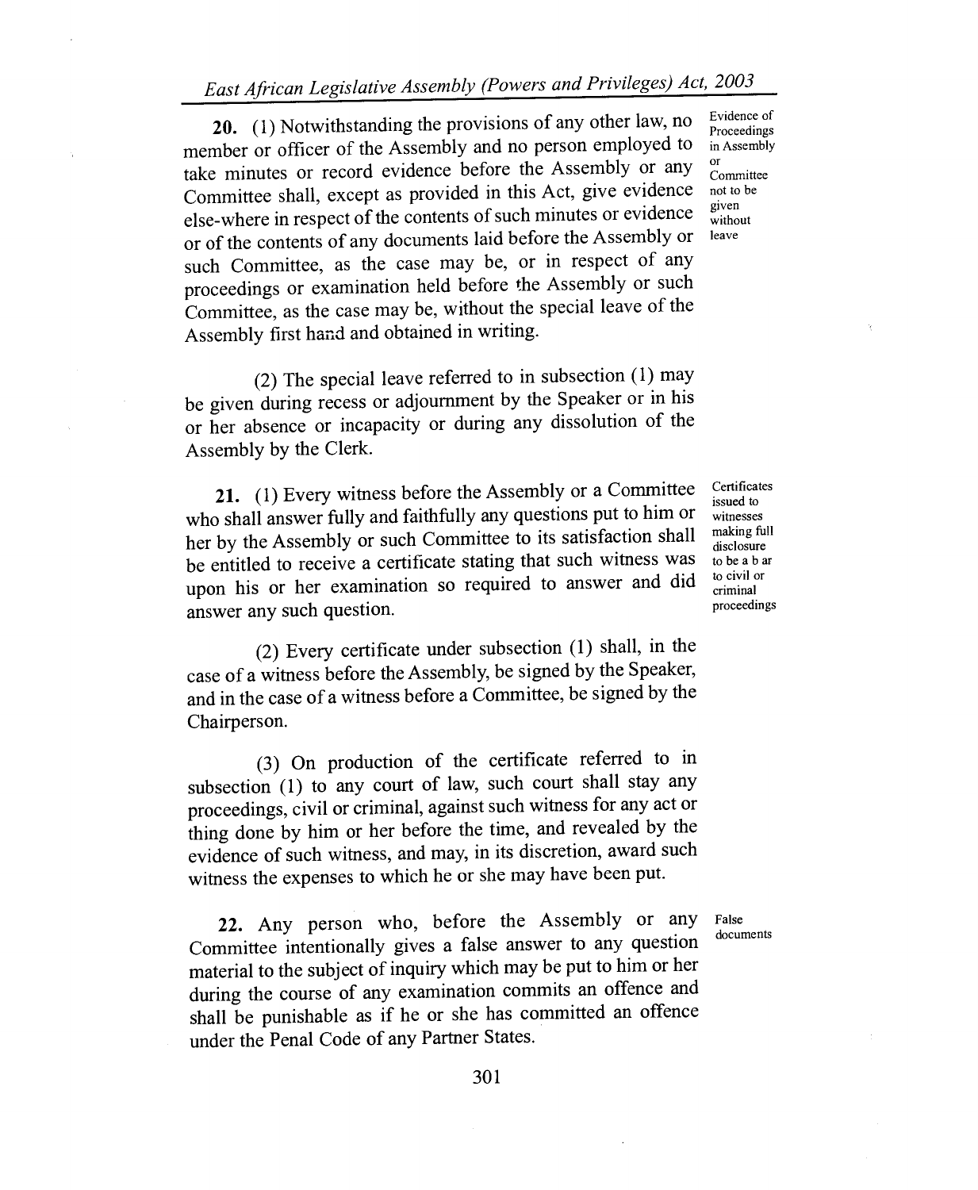**20.** (1) Notwithstanding the provisions of any other law, no member or officer of the Assembly and no person employed to take minutes or record evidence before the Assembly or any Committee shall, except as provided in this Act, give evidence else-where in respect of the contents of such minutes or evidence or of the contents of any documents laid before the Assembly or such Committee, as the case may be, or in respect of any proceedings or examination held before the Assembly or such Committee, as the case may be, without the special leave of the Assembly first hand and obtained in writing.

*Evidence of Proceedings in Assembly or Committee not to be given without leave*

(2) The special leave referred to in subsection (1) may be given during recess or adjournment by the Speaker or in his or her absence or incapacity or during any dissolution of the Assembly by the Clerk.

**21.** (1) Every witness before the Assembly or a Committee who shall answer fully and faithfully any questions put to him or her by the Assembly or such Committee to its satisfaction shall be entitled to receive a certificate stating that such witness was upon his or her examination so required to answer and did answer any such question.

*Certificates issued to witnesses making full disclosure to be a b ar to civil or criminal proceedings*

(2) Every certificate under subsection (1) shall, in the case of a witness before the Assembly, be signed by the Speaker, and in the case of a witness before a Committee, be signed by the Chairperson.

(3) On production of the certificate referred to in subsection (1) to any court of law, such court shall stay any proceedings, civil or criminal, against such witness for any act or thing done by him or her before the time, and revealed by the evidence of such witness, and may, in its discretion, award such witness the expenses to which he or she may have been put.

**22.** Any person who, before the Assembly or any Committee intentionally gives a false answer to any question material to the subject of inquiry which may be put to him or her during the course of any examination commits an offence and shall be punishable as if he or she has committed an offence under the Penal Code of any Partner States.

*False documents*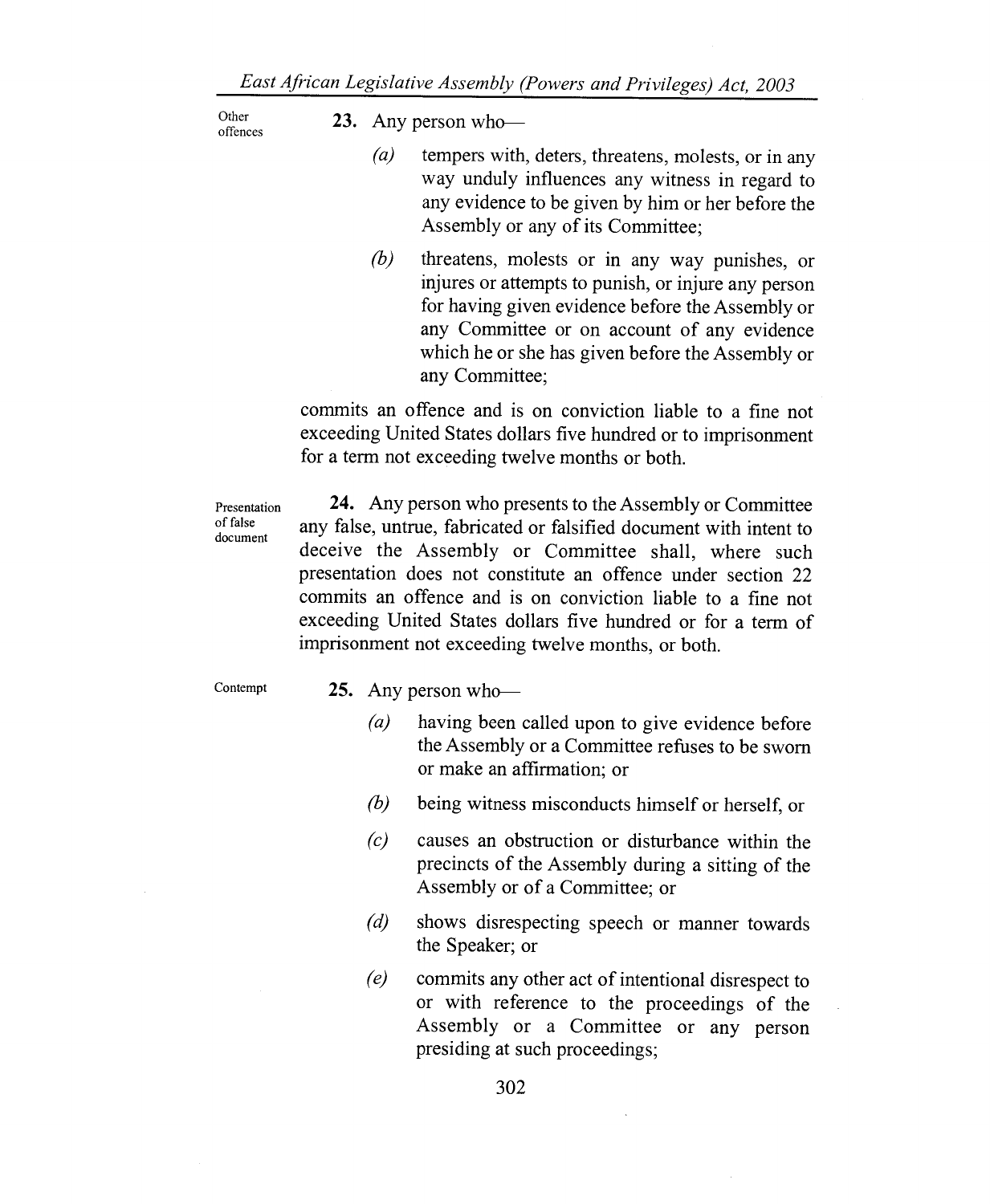Other offences

**23.** Any person who—

*(a)* tempers with, deters, threatens, molests, or in any way unduly influences any witness in regard to any evidence to be given by him or her before the Assembly or any of its Committee;

*(b)* threatens, molests or in any way punishes, or injures or attempts to punish, or injure any person for having given evidence before the Assembly or any Committee or on account of any evidence which he or she has given before the Assembly or any Committee;

commits an offence and is on conviction liable to a fine not exceeding United States dollars five hundred or to imprisonment for a term not exceeding twelve months or both.

Presentation of false document

**24.** Any person who presents to the Assembly or Committee any false, untrue, fabricated or falsified document with intent to deceive the Assembly or Committee shall, where such presentation does not constitute an offence under section 22 commits an offence and is on conviction liable to a fine not exceeding United States dollars five hundred or for a term of imprisonment not exceeding twelve months, or both.

Contempt

**25.** Any person who—

*(a)* having been called upon to give evidence before the Assembly or a Committee refuses to be sworn or make an affirmation; or

*(b)* being witness misconducts himself or herself, or

*(c)* causes an obstruction or disturbance within the precincts of the Assembly during a sitting of the Assembly or of a Committee; or

*(d)* shows disrespecting speech or manner towards the Speaker; or

*(e)* commits any other act of intentional disrespect to or with reference to the proceedings of the Assembly or a Committee or any person presiding at such proceedings;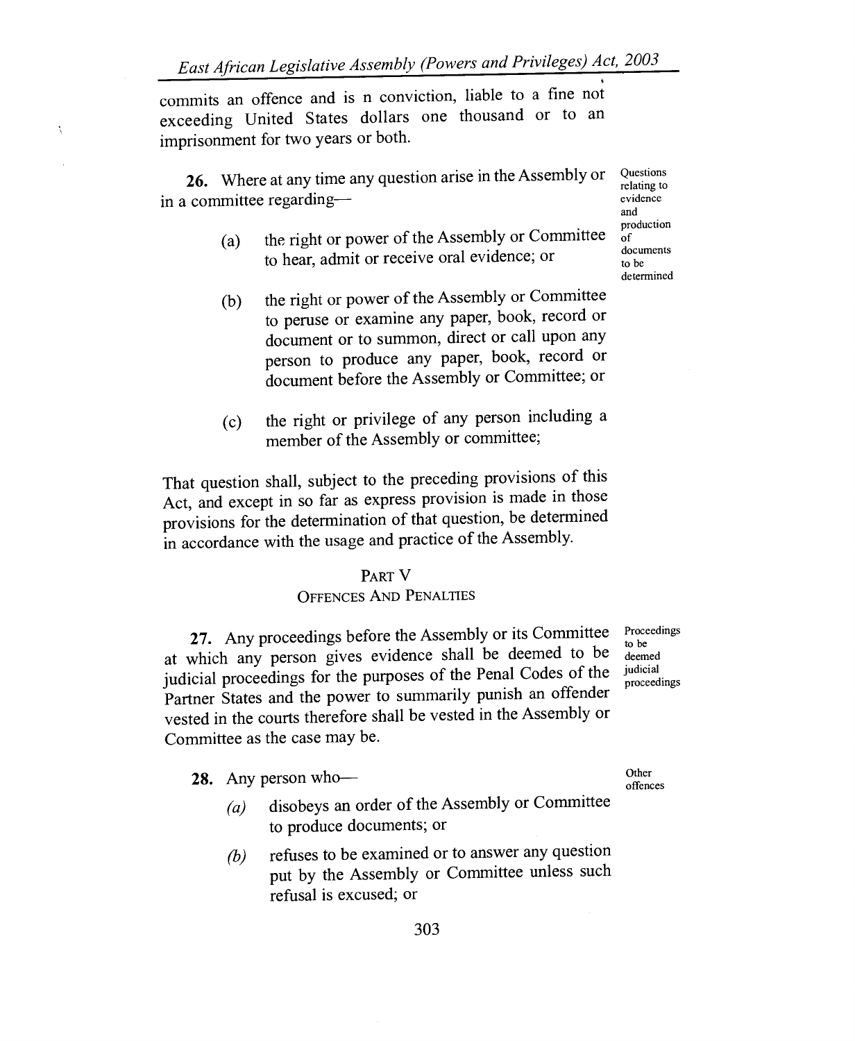commits an offence and is n conviction, liable to a fine not exceeding United States dollars one thousand or to an imprisonment for two years or both.

**26.** Where at any time any question arise in the Assembly or in a committee regarding—

Questions relating to evidence and production of documents to be determined

(a) the right or power of the Assembly or Committee to hear, admit or receive oral evidence; or

(b) the right or power of the Assembly or Committee to peruse or examine any paper, book, record or document or to summon, direct or call upon any person to produce any paper, book, record or document before the Assembly or Committee; or

(c) the right or privilege of any person including a member of the Assembly or committee;

That question shall, subject to the preceding provisions of this Act, and except in so far as express provision is made in those provisions for the determination of that question, be determined in accordance with the usage and practice of the Assembly.

## PART V
## OFFENCES AND PENALTIES

**27.** Any proceedings before the Assembly or its Committee at which any person gives evidence shall be deemed to be judicial proceedings for the purposes of the Penal Codes of the Partner States and the power to summarily punish an offender vested in the courts therefore shall be vested in the Assembly or Committee as the case may be.

Proceedings to be deemed judicial proceedings

**28.** Any person who—

Other offences

*(a)* disobeys an order of the Assembly or Committee to produce documents; or

*(b)* refuses to be examined or to answer any question put by the Assembly or Committee unless such refusal is excused; or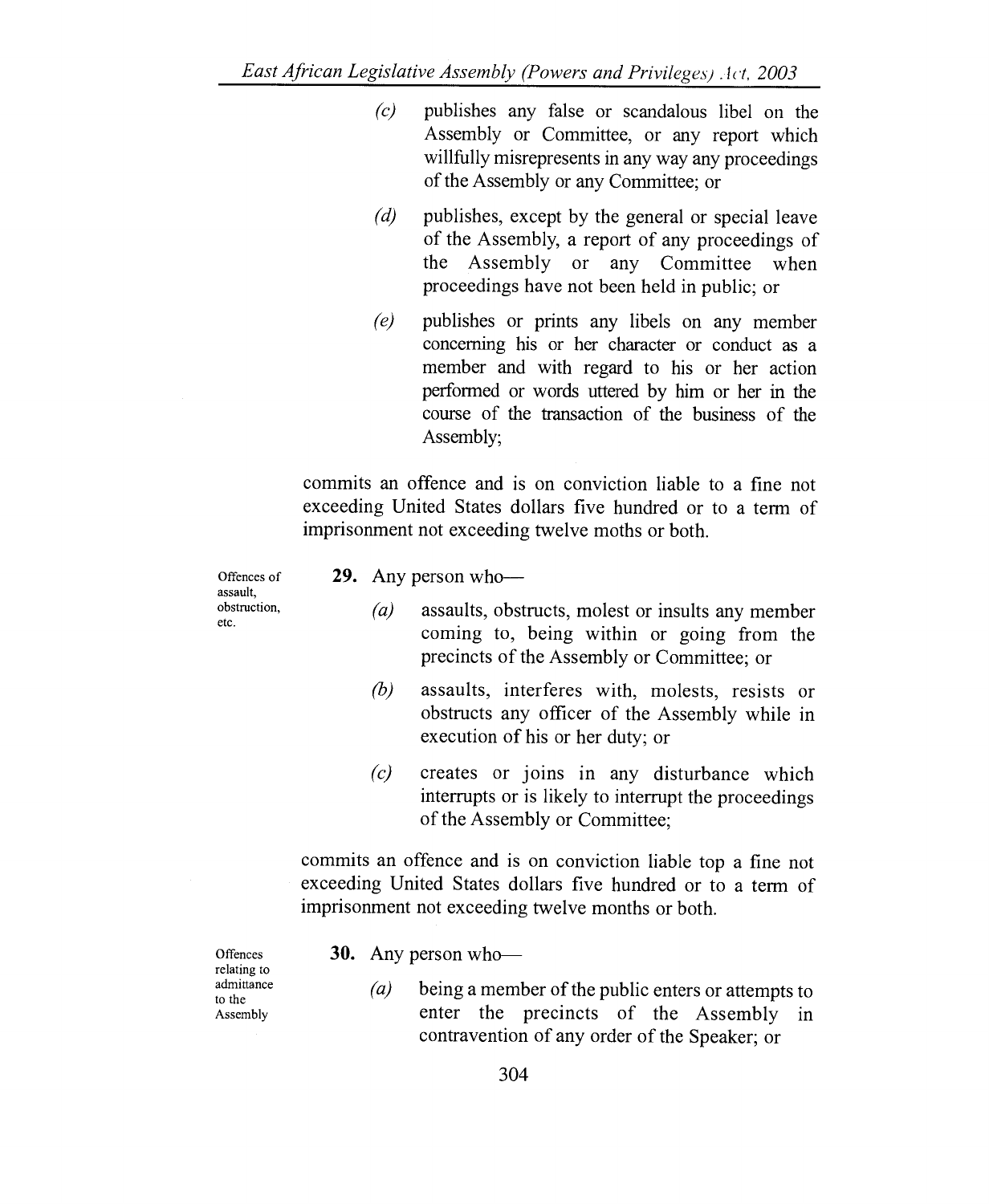(c) publishes any false or scandalous libel on the Assembly or Committee, or any report which willfully misrepresents in any way any proceedings of the Assembly or any Committee; or

(d) publishes, except by the general or special leave of the Assembly, a report of any proceedings of the Assembly or any Committee when proceedings have not been held in public; or

(e) publishes or prints any libels on any member concerning his or her character or conduct as a member and with regard to his or her action performed or words uttered by him or her in the course of the transaction of the business of the Assembly;

commits an offence and is on conviction liable to a fine not exceeding United States dollars five hundred or to a term of imprisonment not exceeding twelve moths or both.

Offences of assault, obstruction, etc.

**29.** Any person who—

(a) assaults, obstructs, molest or insults any member coming to, being within or going from the precincts of the Assembly or Committee; or

(b) assaults, interferes with, molests, resists or obstructs any officer of the Assembly while in execution of his or her duty; or

(c) creates or joins in any disturbance which interrupts or is likely to interrupt the proceedings of the Assembly or Committee;

commits an offence and is on conviction liable top a fine not exceeding United States dollars five hundred or to a term of imprisonment not exceeding twelve months or both.

Offences relating to admittance to the Assembly

**30.** Any person who—

(a) being a member of the public enters or attempts to enter the precincts of the Assembly in contravention of any order of the Speaker; or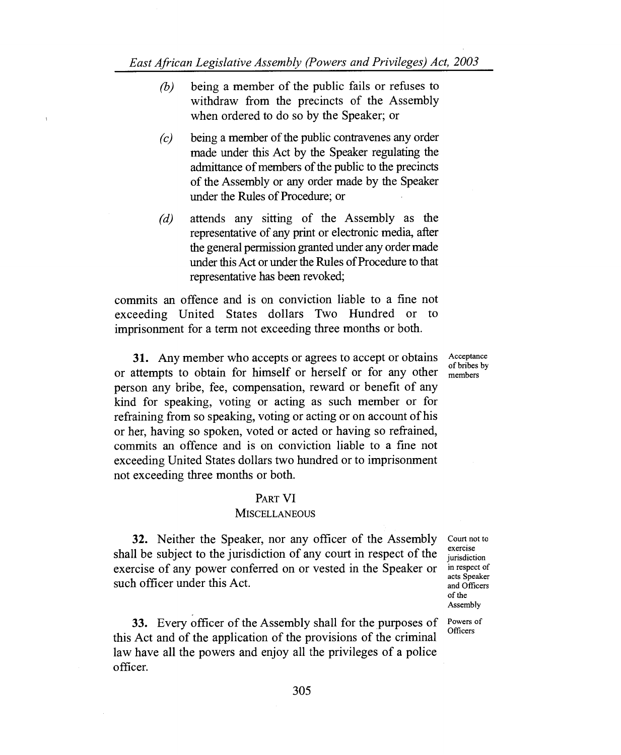(*b*) being a member of the public fails or refuses to withdraw from the precincts of the Assembly when ordered to do so by the Speaker; or

(*c*) being a member of the public contravenes any order made under this Act by the Speaker regulating the admittance of members of the public to the precincts of the Assembly or any order made by the Speaker under the Rules of Procedure; or

(*d*) attends any sitting of the Assembly as the representative of any print or electronic media, after the general permission granted under any order made under this Act or under the Rules of Procedure to that representative has been revoked;

commits an offence and is on conviction liable to a fine not exceeding United States dollars Two Hundred or to imprisonment for a term not exceeding three months or both.

Acceptance of bribes by members

**31.** Any member who accepts or agrees to accept or obtains or attempts to obtain for himself or herself or for any other person any bribe, fee, compensation, reward or benefit of any kind for speaking, voting or acting as such member or for refraining from so speaking, voting or acting or on account of his or her, having so spoken, voted or acted or having so refrained, commits an offence and is on conviction liable to a fine not exceeding United States dollars two hundred or to imprisonment not exceeding three months or both.

## PART VI
## MISCELLANEOUS

Court not to exercise jurisdiction in respect of acts Speaker and Officers of the Assembly

**32.** Neither the Speaker, nor any officer of the Assembly shall be subject to the jurisdiction of any court in respect of the exercise of any power conferred on or vested in the Speaker or such officer under this Act.

Powers of Officers

**33.** Every officer of the Assembly shall for the purposes of this Act and of the application of the provisions of the criminal law have all the powers and enjoy all the privileges of a police officer.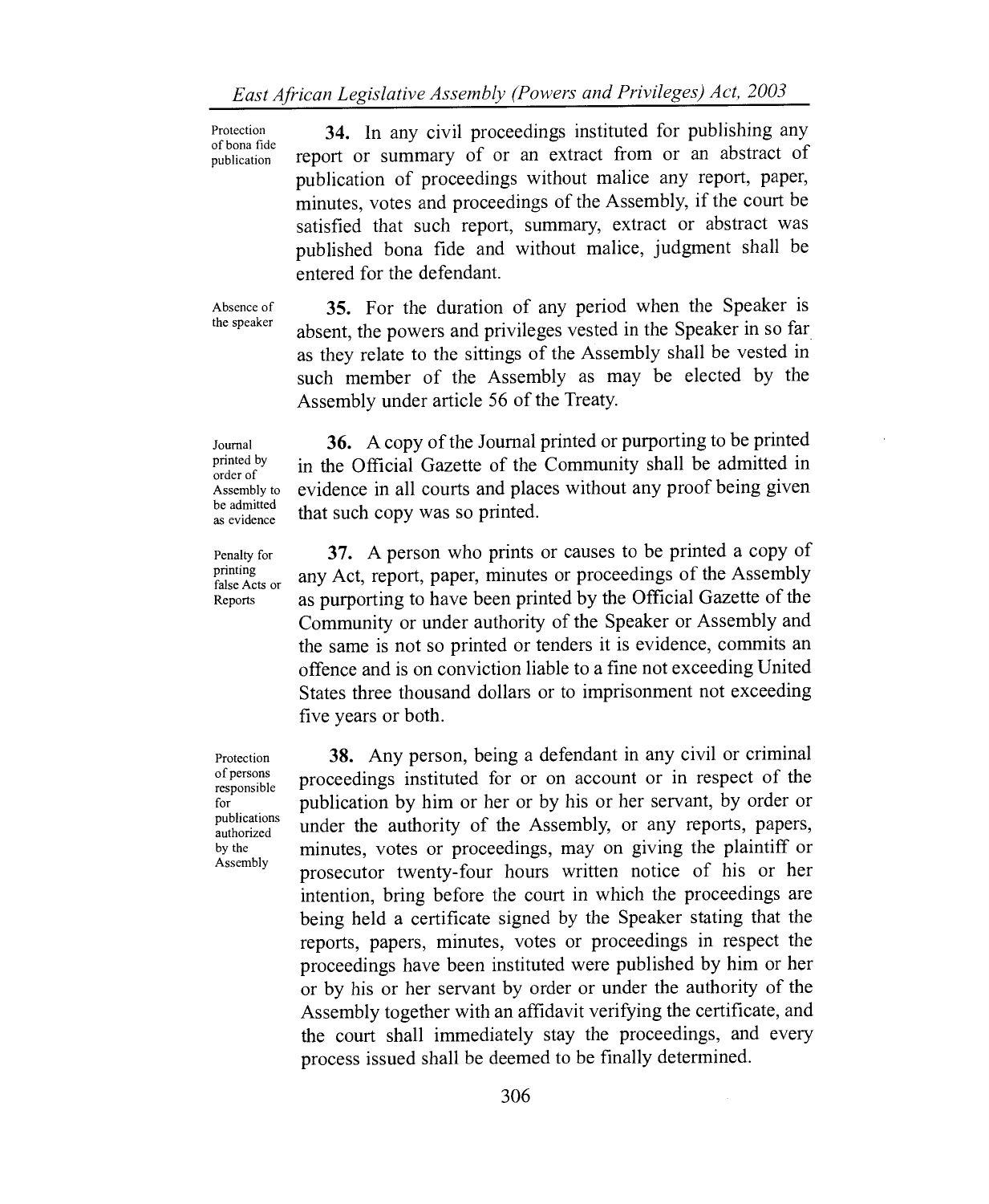**Protection of bona fide publication**

**34.** In any civil proceedings instituted for publishing any report or summary of or an extract from or an abstract of publication of proceedings without malice any report, paper, minutes, votes and proceedings of the Assembly, if the court be satisfied that such report, summary, extract or abstract was published bona fide and without malice, judgment shall be entered for the defendant.

**Absence of the speaker**

**35.** For the duration of any period when the Speaker is absent, the powers and privileges vested in the Speaker in so far as they relate to the sittings of the Assembly shall be vested in such member of the Assembly as may be elected by the Assembly under article 56 of the Treaty.

**Journal printed by order of Assembly to be admitted as evidence**

**36.** A copy of the Journal printed or purporting to be printed in the Official Gazette of the Community shall be admitted in evidence in all courts and places without any proof being given that such copy was so printed.

**Penalty for printing false Acts or Reports**

**37.** A person who prints or causes to be printed a copy of any Act, report, paper, minutes or proceedings of the Assembly as purporting to have been printed by the Official Gazette of the Community or under authority of the Speaker or Assembly and the same is not so printed or tenders it is evidence, commits an offence and is on conviction liable to a fine not exceeding United States three thousand dollars or to imprisonment not exceeding five years or both.

**Protection of persons responsible for publications authorized by the Assembly**

**38.** Any person, being a defendant in any civil or criminal proceedings instituted for or on account or in respect of the publication by him or her or by his or her servant, by order or under the authority of the Assembly, or any reports, papers, minutes, votes or proceedings, may on giving the plaintiff or prosecutor twenty-four hours written notice of his or her intention, bring before the court in which the proceedings are being held a certificate signed by the Speaker stating that the reports, papers, minutes, votes or proceedings in respect the proceedings have been instituted were published by him or her or by his or her servant by order or under the authority of the Assembly together with an affidavit verifying the certificate, and the court shall immediately stay the proceedings, and every process issued shall be deemed to be finally determined.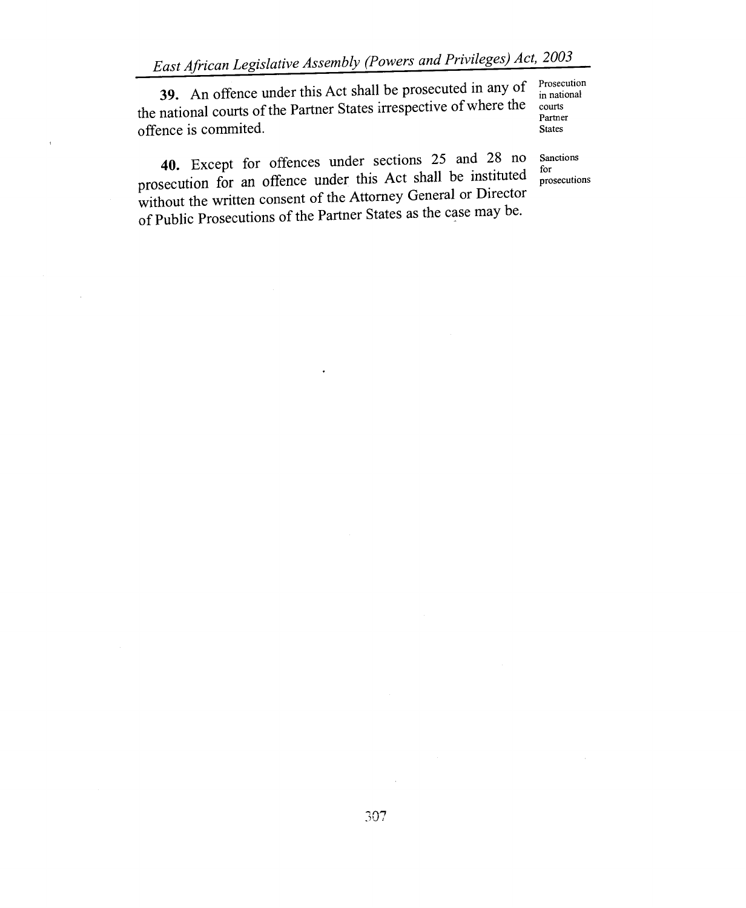**39.** An offence under this Act shall be prosecuted in any of the national courts of the Partner States irrespective of where the offence is commited.

Prosecution in national courts Partner States

**40.** Except for offences under sections 25 and 28 no prosecution for an offence under this Act shall be instituted without the written consent of the Attorney General or Director of Public Prosecutions of the Partner States as the case may be.

Sanctions for prosecutions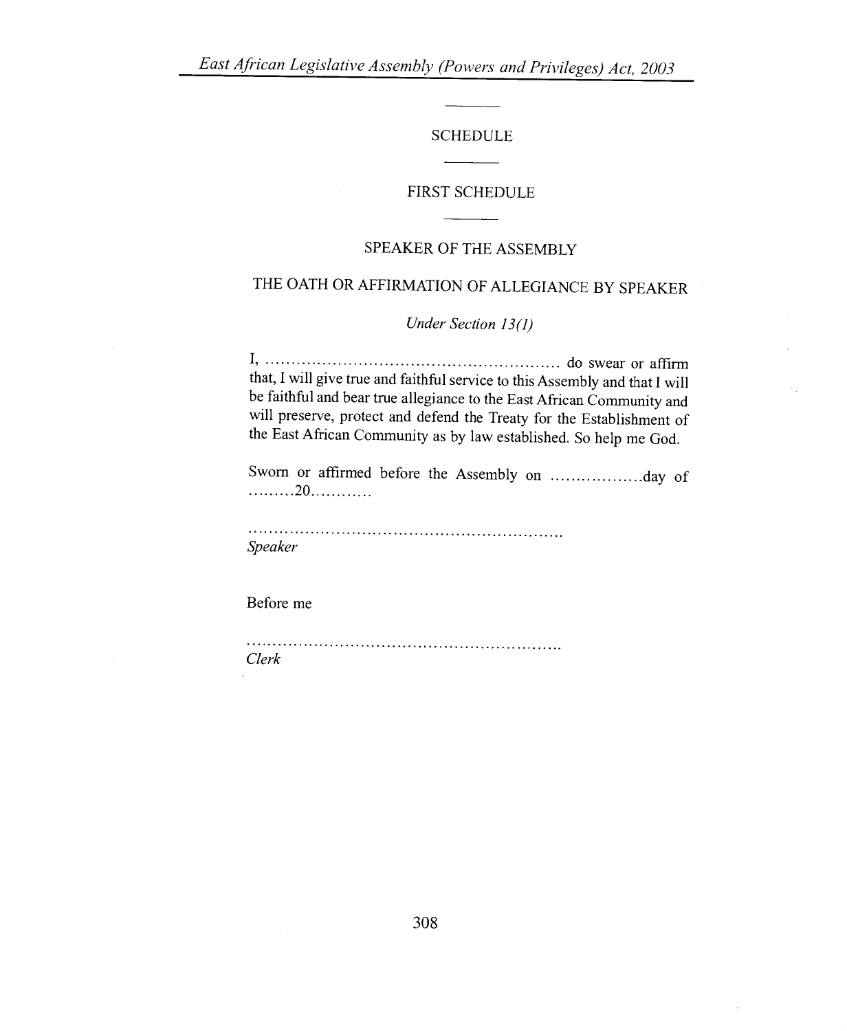## SCHEDULE

## FIRST SCHEDULE

### SPEAKER OF THE ASSEMBLY

### THE OATH OR AFFIRMATION OF ALLEGIANCE BY SPEAKER

*Under Section 13(1)*

I, ........................................................ do swear or affirm that, I will give true and faithful service to this Assembly and that I will be faithful and bear true allegiance to the East African Community and will preserve, protect and defend the Treaty for the Establishment of the East African Community as by law established. So help me God.

Sworn or affirmed before the Assembly on ..................day of .........20............

............................................................
*Speaker*

Before me

............................................................
*Clerk*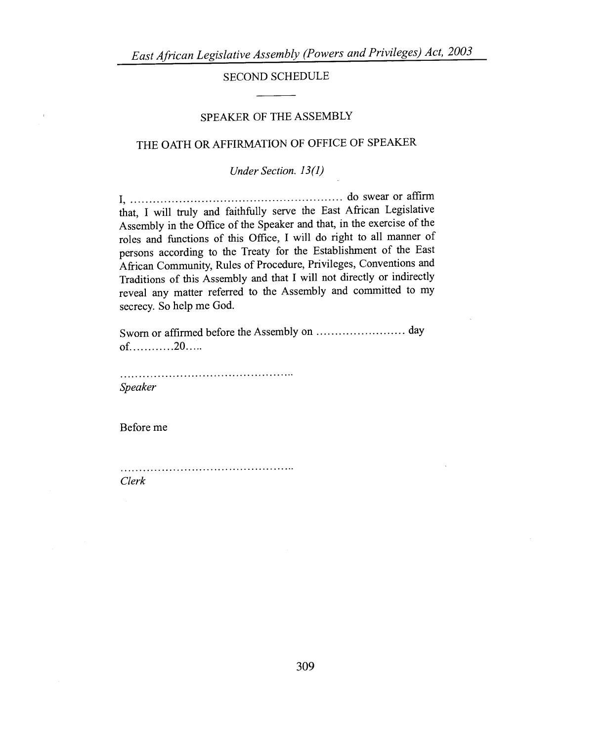## SECOND SCHEDULE

### SPEAKER OF THE ASSEMBLY

### THE OATH OR AFFIRMATION OF OFFICE OF SPEAKER

*Under Section. 13(1)*

I, ........................................................ do swear or affirm that, I will truly and faithfully serve the East African Legislative Assembly in the Office of the Speaker and that, in the exercise of the roles and functions of this Office, I will do right to all manner of persons according to the Treaty for the Establishment of the East African Community, Rules of Procedure, Privileges, Conventions and Traditions of this Assembly and that I will not directly or indirectly reveal any matter referred to the Assembly and committed to my secrecy. So help me God.

Sworn or affirmed before the Assembly on ........................ day of...........20.....

..............................................
*Speaker*

Before me

..............................................
*Clerk*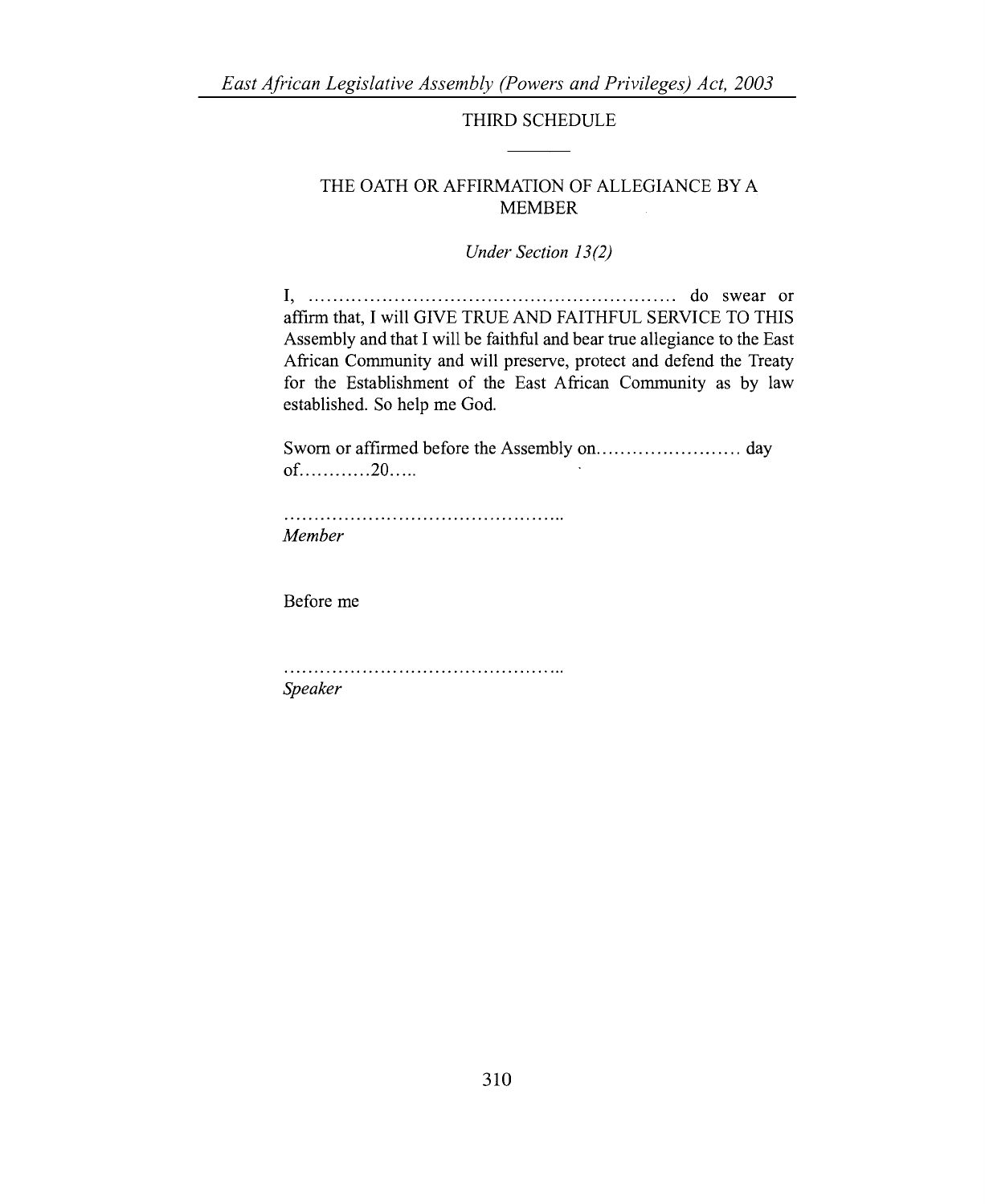## THIRD SCHEDULE

### THE OATH OR AFFIRMATION OF ALLEGIANCE BY A MEMBER

*Under Section 13(2)*

I, ………………………………………………………… do swear or affirm that, I will GIVE TRUE AND FAITHFUL SERVICE TO THIS Assembly and that I will be faithful and bear true allegiance to the East African Community and will preserve, protect and defend the Treaty for the Establishment of the East African Community as by law established. So help me God.

Sworn or affirmed before the Assembly on…………………… day of…………20…..

…………………………………………..
*Member*

Before me

…………………………………………..
*Speaker*